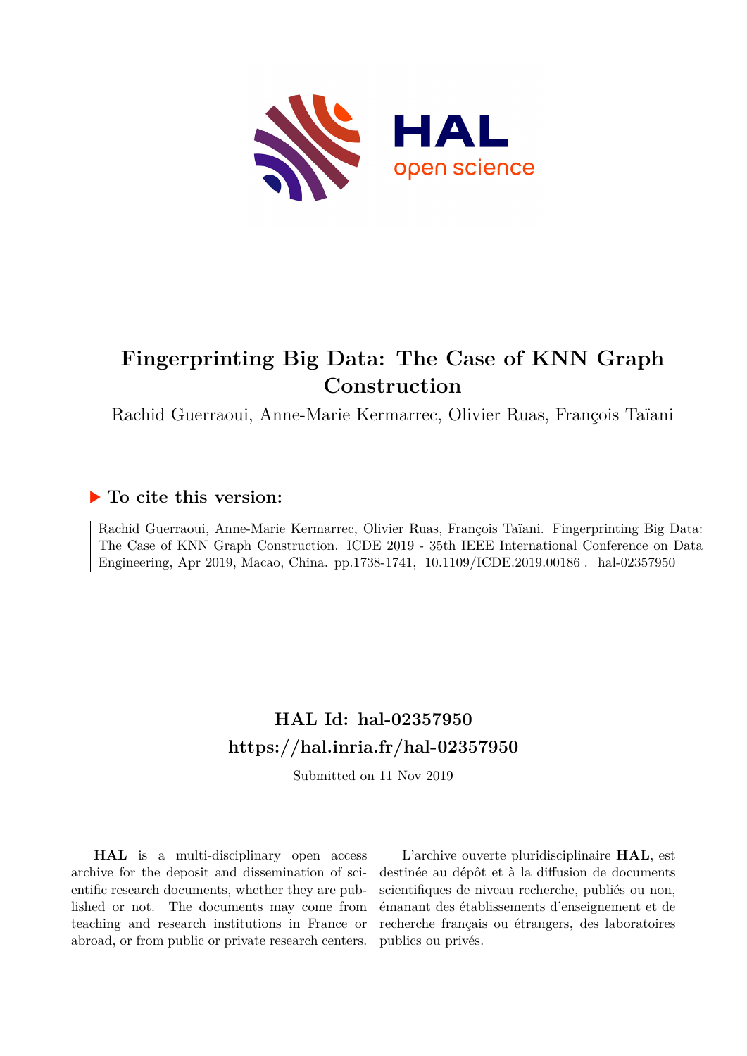# Fingerprinting Big Data: The Case of KNN Graph Construction

Rachid Guerraoui, Anne-Marie Kermarrec, Olivier Ruas, François Taïani

## ▶ To cite this version:

Rachid Guerraoui, Anne-Marie Kermarrec, Olivier Ruas, François Taïani. Fingerprinting Big Data: The Case of KNN Graph Construction. ICDE 2019 - 35th IEEE International Conference on Data Engineering, Apr 2019, Macao, China. pp.1738-1741, 10.1109/ICDE.2019.00186. hal-02357950

## HAL Id: hal-02357950
## https://hal.inria.fr/hal-02357950

Submitted on 11 Nov 2019

**HAL** is a multi-disciplinary open access archive for the deposit and dissemination of scientific research documents, whether they are published or not. The documents may come from teaching and research institutions in France or abroad, or from public or private research centers.

L'archive ouverte pluridisciplinaire **HAL**, est destinée au dépôt et à la diffusion de documents scientifiques de niveau recherche, publiés ou non, émanant des établissements d'enseignement et de recherche français ou étrangers, des laboratoires publics ou privés.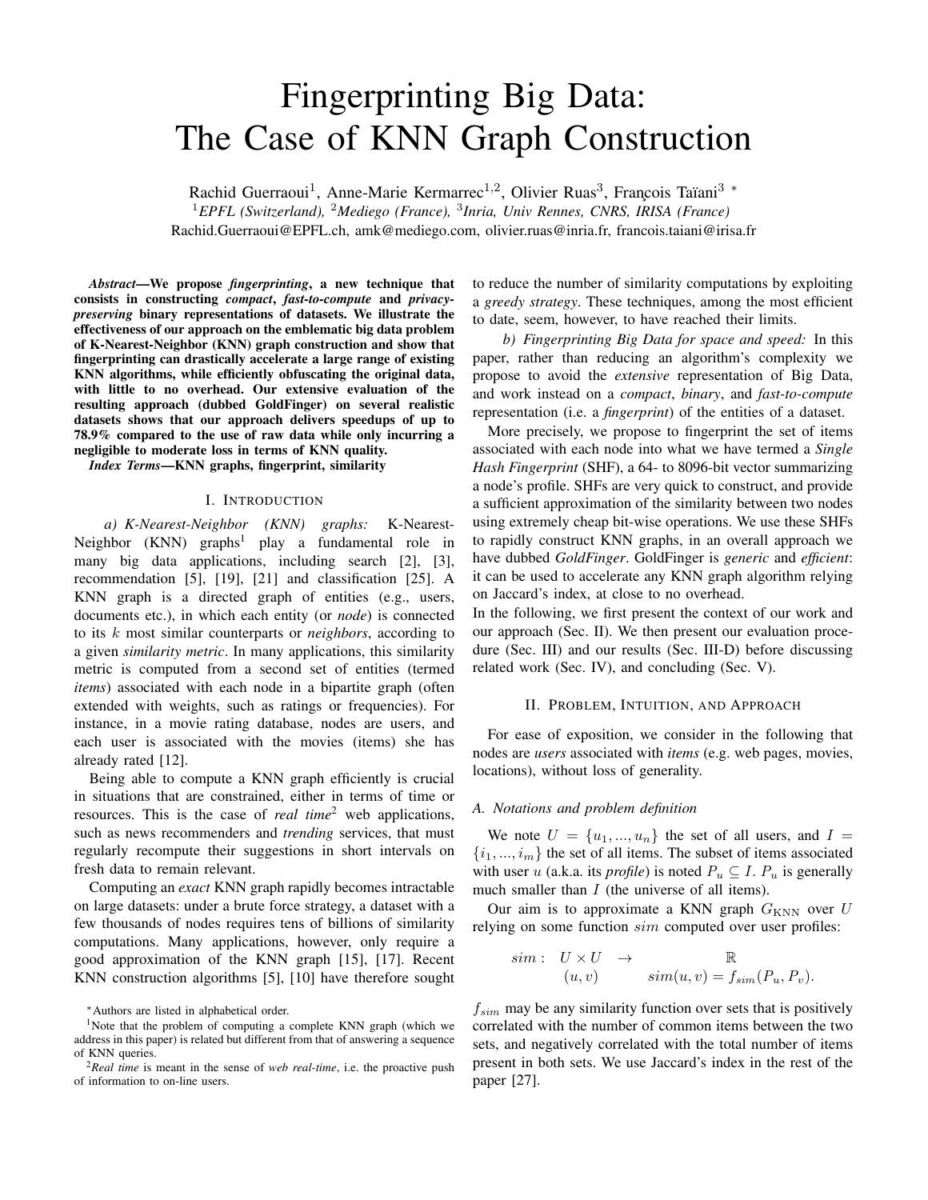# Fingerprinting Big Data: The Case of KNN Graph Construction

Rachid Guerraoui[1], Anne-Marie Kermarrec[1,2], Olivier Ruas[3], François Taïani[3] *

[1]*EPFL (Switzerland),* [2]*Mediego (France),* [3]*Inria, Univ Rennes, CNRS, IRISA (France)*

Rachid.Guerraoui@EPFL.ch, amk@mediego.com, olivier.ruas@inria.fr, francois.taiani@irisa.fr

***Abstract*—We propose *fingerprinting*, a new technique that consists in constructing *compact*, *fast-to-compute* and *privacy-preserving* binary representations of datasets. We illustrate the effectiveness of our approach on the emblematic big data problem of K-Nearest-Neighbor (KNN) graph construction and show that fingerprinting can drastically accelerate a large range of existing KNN algorithms, while efficiently obfuscating the original data, with little to no overhead. Our extensive evaluation of the resulting approach (dubbed GoldFinger) on several realistic datasets shows that our approach delivers speedups of up to 78.9% compared to the use of raw data while only incurring a negligible to moderate loss in terms of KNN quality.**

***Index Terms*—KNN graphs, fingerprint, similarity**

## I. Introduction

*a) K-Nearest-Neighbor (KNN) graphs:* K-Nearest-Neighbor (KNN) graphs[1] play a fundamental role in many big data applications, including search [2], [3], recommendation [5], [19], [21] and classification [25]. A KNN graph is a directed graph of entities (e.g., users, documents etc.), in which each entity (or *node*) is connected to its $k$ most similar counterparts or *neighbors*, according to a given *similarity metric*. In many applications, this similarity metric is computed from a second set of entities (termed *items*) associated with each node in a bipartite graph (often extended with weights, such as ratings or frequencies). For instance, in a movie rating database, nodes are users, and each user is associated with the movies (items) she has already rated [12].

Being able to compute a KNN graph efficiently is crucial in situations that are constrained, either in terms of time or resources. This is the case of *real time*[2] web applications, such as news recommenders and *trending* services, that must regularly recompute their suggestions in short intervals on fresh data to remain relevant.

Computing an *exact* KNN graph rapidly becomes intractable on large datasets: under a brute force strategy, a dataset with a few thousands of nodes requires tens of billions of similarity computations. Many applications, however, only require a good approximation of the KNN graph [15], [17]. Recent KNN construction algorithms [5], [10] have therefore sought to reduce the number of similarity computations by exploiting a *greedy strategy*. These techniques, among the most efficient to date, seem, however, to have reached their limits.

*b) Fingerprinting Big Data for space and speed:* In this paper, rather than reducing an algorithm's complexity we propose to avoid the *extensive* representation of Big Data, and work instead on a *compact*, *binary*, and *fast-to-compute* representation (i.e. a *fingerprint*) of the entities of a dataset.

More precisely, we propose to fingerprint the set of items associated with each node into what we have termed a *Single Hash Fingerprint* (SHF), a 64- to 8096-bit vector summarizing a node's profile. SHFs are very quick to construct, and provide a sufficient approximation of the similarity between two nodes using extremely cheap bit-wise operations. We use these SHFs to rapidly construct KNN graphs, in an overall approach we have dubbed *GoldFinger*. GoldFinger is *generic* and *efficient*: it can be used to accelerate any KNN graph algorithm relying on Jaccard's index, at close to no overhead.

In the following, we first present the context of our work and our approach (Sec. II). We then present our evaluation procedure (Sec. III) and our results (Sec. III-D) before discussing related work (Sec. IV), and concluding (Sec. V).

## II. Problem, Intuition, and Approach

For ease of exposition, we consider in the following that nodes are *users* associated with *items* (e.g. web pages, movies, locations), without loss of generality.

### A. Notations and problem definition

We note $U = \{u_1, ..., u_n\}$ the set of all users, and $I = \{i_1, ..., i_m\}$ the set of all items. The subset of items associated with user $u$ (a.k.a. its *profile*) is noted $P_u \subseteq I$. $P_u$ is generally much smaller than $I$ (the universe of all items).

Our aim is to approximate a KNN graph $G_{\text{KNN}}$ over $U$ relying on some function $sim$ computed over user profiles:

$$sim: \quad U \times U \rightarrow \mathbb{R}$$
$$(u,v) \quad sim(u,v) = f_{sim}(P_u, P_v).$$

$f_{sim}$ may be any similarity function over sets that is positively correlated with the number of common items between the two sets, and negatively correlated with the total number of items present in both sets. We use Jaccard's index in the rest of the paper [27].

*Authors are listed in alphabetical order.

[1]Note that the problem of computing a complete KNN graph (which we address in this paper) is related but different from that of answering a sequence of KNN queries.

[2]*Real time* is meant in the sense of *web real-time*, i.e. the proactive push of information to on-line users.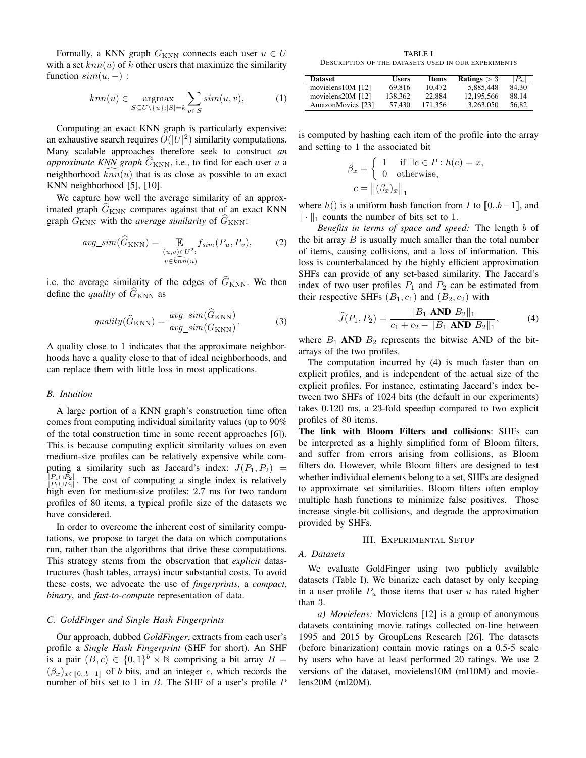Formally, a KNN graph $G_{\text{KNN}}$ connects each user $u \in U$ with a set $knn(u)$ of $k$ other users that maximize the similarity function $sim(u, -)$ :

$$knn(u) \in \underset{S \subseteq U \setminus \{u\}: |S|=k}{\operatorname{argmax}} \sum_{v \in S} sim(u, v), \tag{1}$$

Computing an exact KNN graph is particularly expensive: an exhaustive search requires $O(|U|^2)$ similarity computations. Many scalable approaches therefore seek to construct *an approximate KNN graph* $\widehat{G}_{\text{KNN}}$, i.e., to find for each user $u$ a neighborhood $\widehat{knn}(u)$ that is as close as possible to an exact KNN neighborhood [5], [10].

We capture how well the average similarity of an approximated graph $\widehat{G}_{\text{KNN}}$ compares against that of an exact KNN graph $G_{\text{KNN}}$ with the *average similarity* of $\widehat{G}_{\text{KNN}}$:

$$avg\_sim(\widehat{G}_{\text{KNN}}) = \underset{\substack{(u,v) \in U^2: \\ v \in \widehat{knn}(u)}}{\mathbb{E}} f_{sim}(P_u, P_v), \tag{2}$$

i.e. the average similarity of the edges of $\widehat{G}_{\text{KNN}}$. We then define the *quality* of $\widehat{G}_{\text{KNN}}$ as

$$quality(\widehat{G}_{\text{KNN}}) = \frac{avg\_sim(\widehat{G}_{\text{KNN}})}{avg\_sim(G_{\text{KNN}})}. \tag{3}$$

A quality close to 1 indicates that the approximate neighborhoods have a quality close to that of ideal neighborhoods, and can replace them with little loss in most applications.

### B. Intuition

A large portion of a KNN graph's construction time often comes from computing individual similarity values (up to 90% of the total construction time in some recent approaches [6]). This is because computing explicit similarity values on even medium-size profiles can be relatively expensive while computing a similarity such as Jaccard's index: $J(P_1, P_2) = \frac{|P_1 \cap P_2|}{|P_1 \cup P_2|}$. The cost of computing a single index is relatively high even for medium-size profiles: 2.7 ms for two random profiles of 80 items, a typical profile size of the datasets we have considered.

In order to overcome the inherent cost of similarity computations, we propose to target the data on which computations run, rather than the algorithms that drive these computations. This strategy stems from the observation that *explicit* datastructures (hash tables, arrays) incur substantial costs. To avoid these costs, we advocate the use of *fingerprints*, a *compact*, *binary*, and *fast-to-compute* representation of data.

### C. GoldFinger and Single Hash Fingerprints

Our approach, dubbed *GoldFinger*, extracts from each user's profile a *Single Hash Fingerprint* (SHF for short). An SHF is a pair $(B, c) \in \{0, 1\}^b \times \mathbb{N}$ comprising a bit array $B = (\beta_x)_{x \in [\![0..b-1]\!]}$ of $b$ bits, and an integer $c$, which records the number of bits set to 1 in $B$. The SHF of a user's profile $P$ is computed by hashing each item of the profile into the array and setting to 1 the associated bit

$$\beta_x = \begin{cases} 1 & \text{if } \exists e \in P : h(e) = x, \\ 0 & \text{otherwise,} \end{cases}$$
$$c = \left\| (\beta_x)_x \right\|_1$$

where $h()$ is a uniform hash function from $I$ to $[\![0..b-1]\!]$, and $\| \cdot \|_1$ counts the number of bits set to 1.

*Benefits in terms of space and speed:* The length $b$ of the bit array $B$ is usually much smaller than the total number of items, causing collisions, and a loss of information. This loss is counterbalanced by the highly efficient approximation SHFs can provide of any set-based similarity. The Jaccard's index of two user profiles $P_1$ and $P_2$ can be estimated from their respective SHFs $(B_1, c_1)$ and $(B_2, c_2)$ with

$$\widehat{J}(P_1, P_2) = \frac{\|B_1 \textbf{ AND } B_2\|_1}{c_1 + c_2 - \|B_1 \textbf{ AND } B_2\|_1}, \tag{4}$$

where $B_1$ **AND** $B_2$ represents the bitwise AND of the bit-arrays of the two profiles.

The computation incurred by (4) is much faster than on explicit profiles, and is independent of the actual size of the explicit profiles. For instance, estimating Jaccard's index between two SHFs of 1024 bits (the default in our experiments) takes 0.120 ms, a 23-fold speedup compared to two explicit profiles of 80 items.

**The link with Bloom Filters and collisions**: SHFs can be interpreted as a highly simplified form of Bloom filters, and suffer from errors arising from collisions, as Bloom filters do. However, while Bloom filters are designed to test whether individual elements belong to a set, SHFs are designed to approximate set similarities. Bloom filters often employ multiple hash functions to minimize false positives. Those increase single-bit collisions, and degrade the approximation provided by SHFs.

TABLE I
DESCRIPTION OF THE DATASETS USED IN OUR EXPERIMENTS

| Dataset | Users | Items | Ratings $> 3$ | $\lvert P_u \rvert$ |
|---|---|---|---|---|
| movielens10M [12] | 69,816 | 10,472 | 5,885,448 | 84.30 |
| movielens20M [12] | 138,362 | 22,884 | 12,195,566 | 88.14 |
| AmazonMovies [23] | 57,430 | 171,356 | 3,263,050 | 56,82 |

## III. Experimental Setup

### A. Datasets

We evaluate GoldFinger using two publicly available datasets (Table I). We binarize each dataset by only keeping in a user profile $P_u$ those items that user $u$ has rated higher than 3.

*a) Movielens:* Movielens [12] is a group of anonymous datasets containing movie ratings collected on-line between 1995 and 2015 by GroupLens Research [26]. The datasets (before binarization) contain movie ratings on a 0.5-5 scale by users who have at least performed 20 ratings. We use 2 versions of the dataset, movielens10M (ml10M) and movielens20M (ml20M).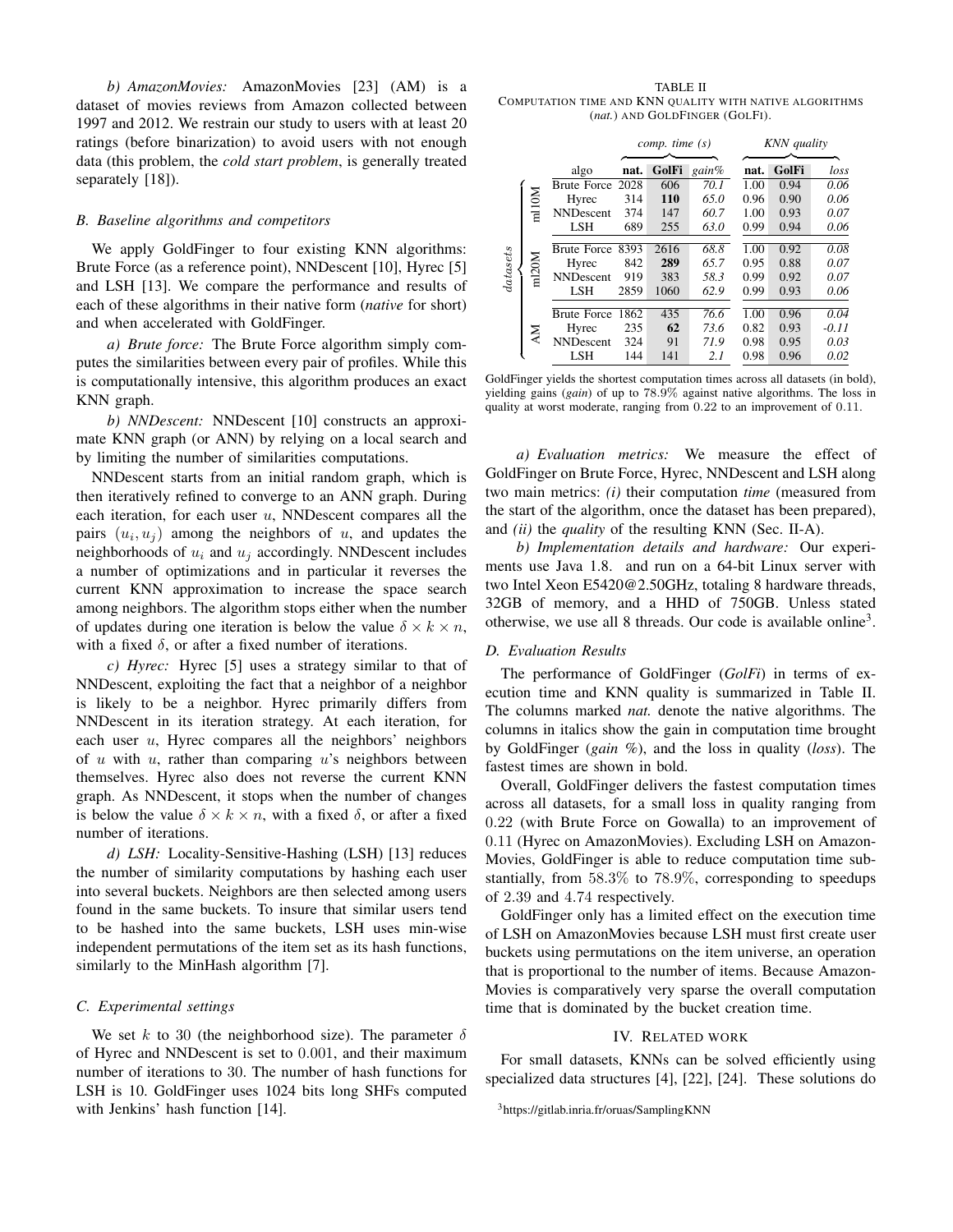*b) AmazonMovies:* AmazonMovies [23] (AM) is a dataset of movies reviews from Amazon collected between 1997 and 2012. We restrain our study to users with at least 20 ratings (before binarization) to avoid users with not enough data (this problem, the *cold start problem*, is generally treated separately [18]).

### B. Baseline algorithms and competitors

We apply GoldFinger to four existing KNN algorithms: Brute Force (as a reference point), NNDescent [10], Hyrec [5] and LSH [13]. We compare the performance and results of each of these algorithms in their native form (*native* for short) and when accelerated with GoldFinger.

*a) Brute force:* The Brute Force algorithm simply computes the similarities between every pair of profiles. While this is computationally intensive, this algorithm produces an exact KNN graph.

*b) NNDescent:* NNDescent [10] constructs an approximate KNN graph (or ANN) by relying on a local search and by limiting the number of similarities computations.

NNDescent starts from an initial random graph, which is then iteratively refined to converge to an ANN graph. During each iteration, for each user $u$, NNDescent compares all the pairs $(u_i, u_j)$ among the neighbors of $u$, and updates the neighborhoods of $u_i$ and $u_j$ accordingly. NNDescent includes a number of optimizations and in particular it reverses the current KNN approximation to increase the space search among neighbors. The algorithm stops either when the number of updates during one iteration is below the value $\delta \times k \times n$, with a fixed $\delta$, or after a fixed number of iterations.

*c) Hyrec:* Hyrec [5] uses a strategy similar to that of NNDescent, exploiting the fact that a neighbor of a neighbor is likely to be a neighbor. Hyrec primarily differs from NNDescent in its iteration strategy. At each iteration, for each user $u$, Hyrec compares all the neighbors' neighbors of $u$ with $u$, rather than comparing $u$'s neighbors between themselves. Hyrec also does not reverse the current KNN graph. As NNDescent, it stops when the number of changes is below the value $\delta \times k \times n$, with a fixed $\delta$, or after a fixed number of iterations.

*d) LSH:* Locality-Sensitive-Hashing (LSH) [13] reduces the number of similarity computations by hashing each user into several buckets. Neighbors are then selected among users found in the same buckets. To insure that similar users tend to be hashed into the same buckets, LSH uses min-wise independent permutations of the item set as its hash functions, similarly to the MinHash algorithm [7].

### C. Experimental settings

We set $k$ to 30 (the neighborhood size). The parameter $\delta$ of Hyrec and NNDescent is set to $0.001$, and their maximum number of iterations to 30. The number of hash functions for LSH is 10. GoldFinger uses 1024 bits long SHFs computed with Jenkins' hash function [14].

TABLE II
COMPUTATION TIME AND KNN QUALITY WITH NATIVE ALGORITHMS (*nat.*) AND GOLDFINGER (GOLFI).

| datasets | algo | comp. time (s) nat. | comp. time (s) GolFi | comp. time (s) *gain%* | KNN quality nat. | KNN quality GolFi | KNN quality *loss* |
|---|---|---|---|---|---|---|---|
| ml10M | Brute Force | 2028 | 606 | *70.1* | 1.00 | 0.94 | *0.06* |
| | Hyrec | 314 | **110** | *65.0* | 0.96 | 0.90 | *0.06* |
| | NNDescent | 374 | 147 | *60.7* | 1.00 | 0.93 | *0.07* |
| | LSH | 689 | 255 | *63.0* | 0.99 | 0.94 | *0.06* |
| ml20M | Brute Force | 8393 | 2616 | *68.8* | 1.00 | 0.92 | *0.08* |
| | Hyrec | 842 | **289** | *65.7* | 0.95 | 0.88 | *0.07* |
| | NNDescent | 919 | 383 | *58.3* | 0.99 | 0.92 | *0.07* |
| | LSH | 2859 | 1060 | *62.9* | 0.99 | 0.93 | *0.06* |
| AM | Brute Force | 1862 | 435 | *76.6* | 1.00 | 0.96 | *0.04* |
| | Hyrec | 235 | **62** | *73.6* | 0.82 | 0.93 | *-0.11* |
| | NNDescent | 324 | 91 | *71.9* | 0.98 | 0.95 | *0.03* |
| | LSH | 144 | 141 | *2.1* | 0.98 | 0.96 | *0.02* |

GoldFinger yields the shortest computation times across all datasets (in bold), yielding gains (*gain*) of up to 78.9% against native algorithms. The loss in quality is at worst moderate, ranging from 0.22 to an improvement of 0.11.

*a) Evaluation metrics:* We measure the effect of GoldFinger on Brute Force, Hyrec, NNDescent and LSH along two main metrics: *(i)* their computation *time* (measured from the start of the algorithm, once the dataset has been prepared), and *(ii)* the *quality* of the resulting KNN (Sec. II-A).

*b) Implementation details and hardware:* Our experiments use Java 1.8. and run on a 64-bit Linux server with two Intel Xeon E5420@2.50GHz, totaling 8 hardware threads, 32GB of memory, and a HHD of 750GB. Unless stated otherwise, we use all 8 threads. Our code is available online[3].

### D. Evaluation Results

The performance of GoldFinger (*GolFi*) in terms of execution time and KNN quality is summarized in Table II. The columns marked *nat.* denote the native algorithms. The columns in italics show the gain in computation time brought by GoldFinger (*gain %*), and the loss in quality (*loss*). The fastest times are shown in bold.

Overall, GoldFinger delivers the fastest computation times across all datasets, for a small loss in quality ranging from $0.22$ (with Brute Force on Gowalla) to an improvement of $0.11$ (Hyrec on AmazonMovies). Excluding LSH on AmazonMovies, GoldFinger is able to reduce computation time substantially, from $58.3\%$ to $78.9\%$, corresponding to speedups of $2.39$ and $4.74$ respectively.

GoldFinger only has a limited effect on the execution time of LSH on AmazonMovies because LSH must first create user buckets using permutations on the item universe, an operation that is proportional to the number of items. Because AmazonMovies is comparatively very sparse the overall computation time that is dominated by the bucket creation time.

## IV. RELATED WORK

For small datasets, KNNs can be solved efficiently using specialized data structures [4], [22], [24]. These solutions do

[3] https://gitlab.inria.fr/oruas/SamplingKNN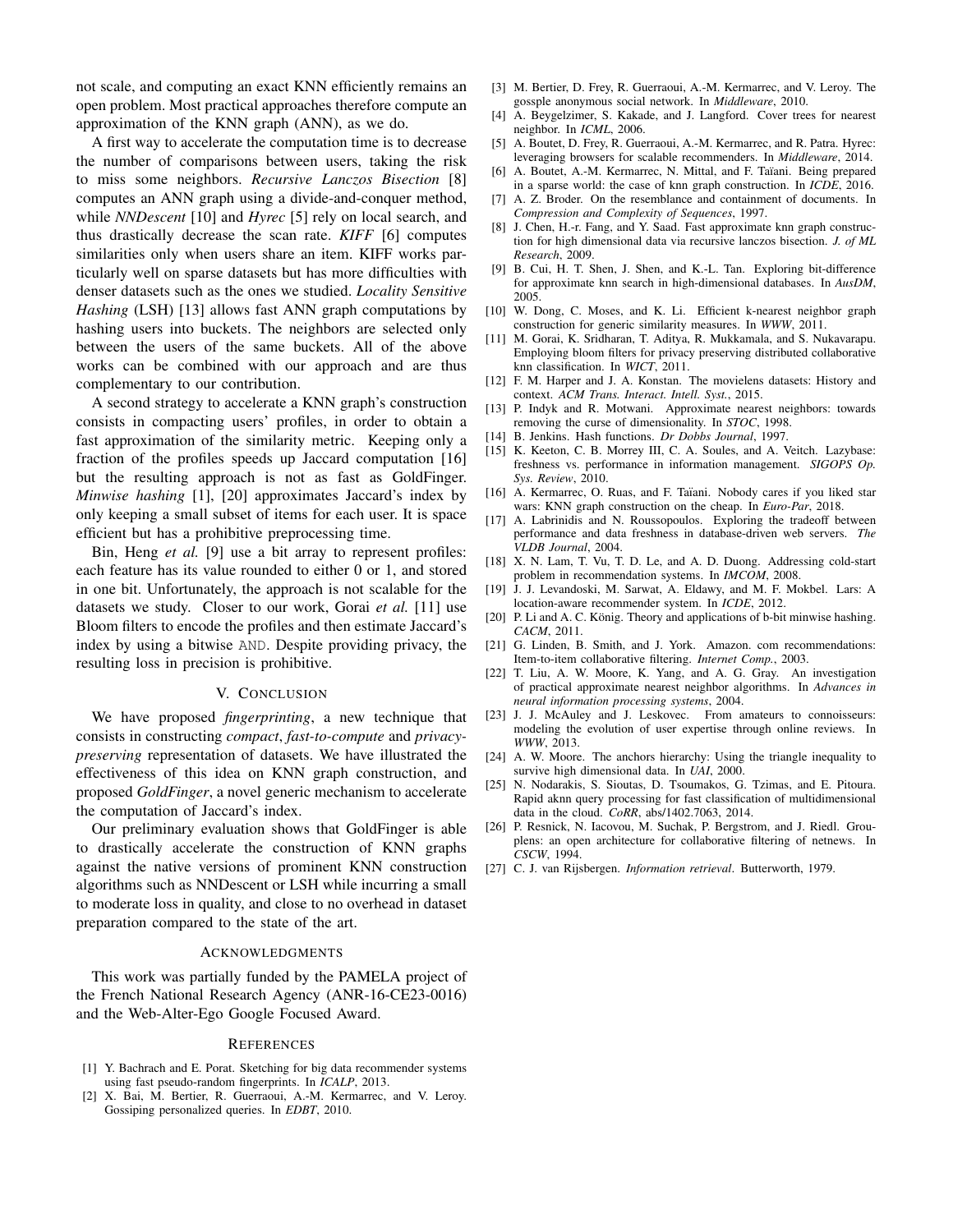not scale, and computing an exact KNN efficiently remains an open problem. Most practical approaches therefore compute an approximation of the KNN graph (ANN), as we do.

A first way to accelerate the computation time is to decrease the number of comparisons between users, taking the risk to miss some neighbors. *Recursive Lanczos Bisection* [8] computes an ANN graph using a divide-and-conquer method, while *NNDescent* [10] and *Hyrec* [5] rely on local search, and thus drastically decrease the scan rate. *KIFF* [6] computes similarities only when users share an item. KIFF works particularly well on sparse datasets but has more difficulties with denser datasets such as the ones we studied. *Locality Sensitive Hashing* (LSH) [13] allows fast ANN graph computations by hashing users into buckets. The neighbors are selected only between the users of the same buckets. All of the above works can be combined with our approach and are thus complementary to our contribution.

A second strategy to accelerate a KNN graph's construction consists in compacting users' profiles, in order to obtain a fast approximation of the similarity metric. Keeping only a fraction of the profiles speeds up Jaccard computation [16] but the resulting approach is not as fast as GoldFinger. *Minwise hashing* [1], [20] approximates Jaccard's index by only keeping a small subset of items for each user. It is space efficient but has a prohibitive preprocessing time.

Bin, Heng *et al.* [9] use a bit array to represent profiles: each feature has its value rounded to either 0 or 1, and stored in one bit. Unfortunately, the approach is not scalable for the datasets we study. Closer to our work, Gorai *et al.* [11] use Bloom filters to encode the profiles and then estimate Jaccard's index by using a bitwise AND. Despite providing privacy, the resulting loss in precision is prohibitive.

## V. Conclusion

We have proposed *fingerprinting*, a new technique that consists in constructing *compact*, *fast-to-compute* and *privacy-preserving* representation of datasets. We have illustrated the effectiveness of this idea on KNN graph construction, and proposed *GoldFinger*, a novel generic mechanism to accelerate the computation of Jaccard's index.

Our preliminary evaluation shows that GoldFinger is able to drastically accelerate the construction of KNN graphs against the native versions of prominent KNN construction algorithms such as NNDescent or LSH while incurring a small to moderate loss in quality, and close to no overhead in dataset preparation compared to the state of the art.

## Acknowledgments

This work was partially funded by the PAMELA project of the French National Research Agency (ANR-16-CE23-0016) and the Web-Alter-Ego Google Focused Award.

## References

[1] Y. Bachrach and E. Porat. Sketching for big data recommender systems using fast pseudo-random fingerprints. In *ICALP*, 2013.

[2] X. Bai, M. Bertier, R. Guerraoui, A.-M. Kermarrec, and V. Leroy. Gossiping personalized queries. In *EDBT*, 2010.

[3] M. Bertier, D. Frey, R. Guerraoui, A.-M. Kermarrec, and V. Leroy. The gossple anonymous social network. In *Middleware*, 2010.

[4] A. Beygelzimer, S. Kakade, and J. Langford. Cover trees for nearest neighbor. In *ICML*, 2006.

[5] A. Boutet, D. Frey, R. Guerraoui, A.-M. Kermarrec, and R. Patra. Hyrec: leveraging browsers for scalable recommenders. In *Middleware*, 2014.

[6] A. Boutet, A.-M. Kermarrec, N. Mittal, and F. Taïani. Being prepared in a sparse world: the case of knn graph construction. In *ICDE*, 2016.

[7] A. Z. Broder. On the resemblance and containment of documents. In *Compression and Complexity of Sequences*, 1997.

[8] J. Chen, H.-r. Fang, and Y. Saad. Fast approximate knn graph construction for high dimensional data via recursive lanczos bisection. *J. of ML Research*, 2009.

[9] B. Cui, H. T. Shen, J. Shen, and K.-L. Tan. Exploring bit-difference for approximate knn search in high-dimensional databases. In *AusDM*, 2005.

[10] W. Dong, C. Moses, and K. Li. Efficient k-nearest neighbor graph construction for generic similarity measures. In *WWW*, 2011.

[11] M. Gorai, K. Sridharan, T. Aditya, R. Mukkamala, and S. Nukavarapu. Employing bloom filters for privacy preserving distributed collaborative knn classification. In *WICT*, 2011.

[12] F. M. Harper and J. A. Konstan. The movielens datasets: History and context. *ACM Trans. Interact. Intell. Syst.*, 2015.

[13] P. Indyk and R. Motwani. Approximate nearest neighbors: towards removing the curse of dimensionality. In *STOC*, 1998.

[14] B. Jenkins. Hash functions. *Dr Dobbs Journal*, 1997.

[15] K. Keeton, C. B. Morrey III, C. A. Soules, and A. Veitch. Lazybase: freshness vs. performance in information management. *SIGOPS Op. Sys. Review*, 2010.

[16] A. Kermarrec, O. Ruas, and F. Taïani. Nobody cares if you liked star wars: KNN graph construction on the cheap. In *Euro-Par*, 2018.

[17] A. Labrinidis and N. Roussopoulos. Exploring the tradeoff between performance and data freshness in database-driven web servers. *The VLDB Journal*, 2004.

[18] X. N. Lam, T. Vu, T. D. Le, and A. D. Duong. Addressing cold-start problem in recommendation systems. In *IMCOM*, 2008.

[19] J. J. Levandoski, M. Sarwat, A. Eldawy, and M. F. Mokbel. Lars: A location-aware recommender system. In *ICDE*, 2012.

[20] P. Li and A. C. König. Theory and applications of b-bit minwise hashing. *CACM*, 2011.

[21] G. Linden, B. Smith, and J. York. Amazon. com recommendations: Item-to-item collaborative filtering. *Internet Comp.*, 2003.

[22] T. Liu, A. W. Moore, K. Yang, and A. G. Gray. An investigation of practical approximate nearest neighbor algorithms. In *Advances in neural information processing systems*, 2004.

[23] J. J. McAuley and J. Leskovec. From amateurs to connoisseurs: modeling the evolution of user expertise through online reviews. In *WWW*, 2013.

[24] A. W. Moore. The anchors hierarchy: Using the triangle inequality to survive high dimensional data. In *UAI*, 2000.

[25] N. Nodarakis, S. Sioutas, D. Tsoumakos, G. Tzimas, and E. Pitoura. Rapid aknn query processing for fast classification of multidimensional data in the cloud. *CoRR*, abs/1402.7063, 2014.

[26] P. Resnick, N. Iacovou, M. Suchak, P. Bergstrom, and J. Riedl. Grouplens: an open architecture for collaborative filtering of netnews. In *CSCW*, 1994.

[27] C. J. van Rijsbergen. *Information retrieval*. Butterworth, 1979.